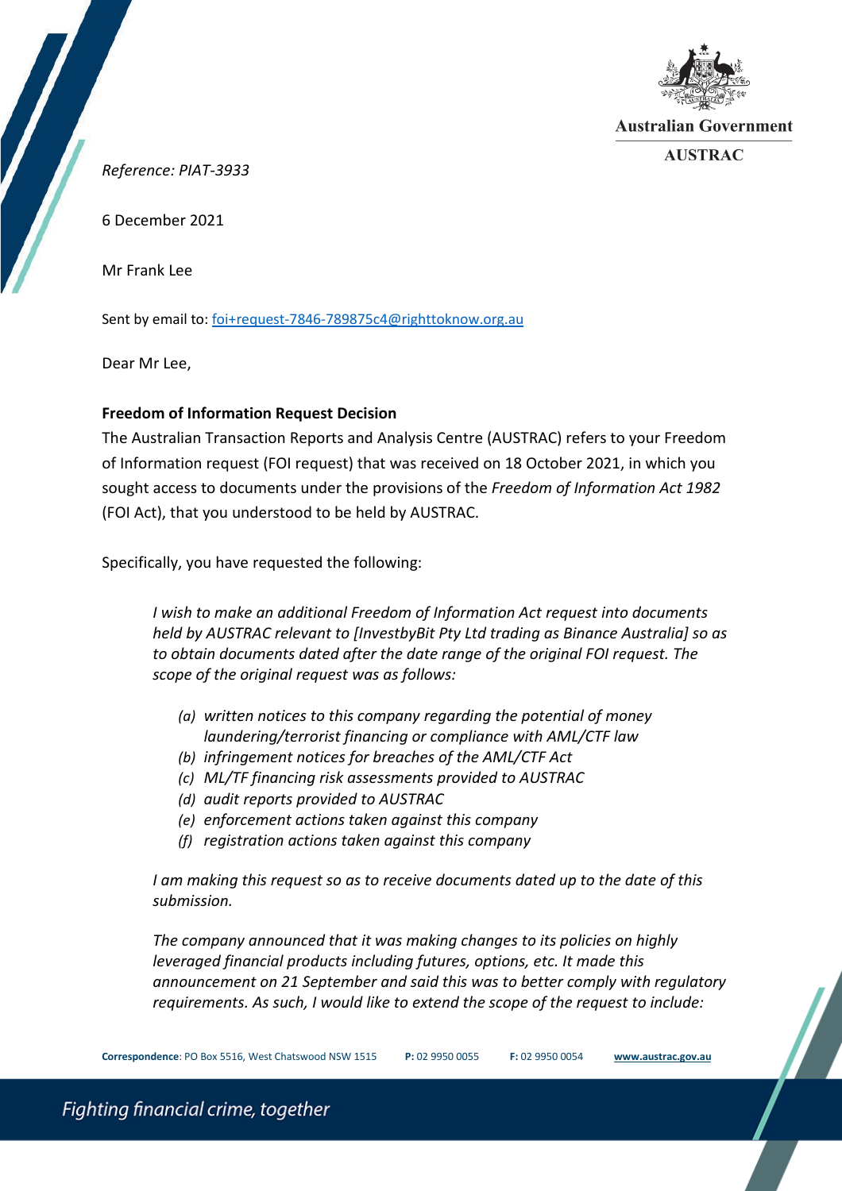Australian Government

AUSTRAC

*Reference: PIAT-3933*

6 December 2021

Mr Frank Lee

Sent by email to: foi+request-7846-789875c4@righttoknow.org.au

Dear Mr Lee,

**Freedom of Information Request Decision**

The Australian Transaction Reports and Analysis Centre (AUSTRAC) refers to your Freedom of Information request (FOI request) that was received on 18 October 2021, in which you sought access to documents under the provisions of the *Freedom of Information Act 1982* (FOI Act), that you understood to be held by AUSTRAC.

Specifically, you have requested the following:

> *I wish to make an additional Freedom of Information Act request into documents held by AUSTRAC relevant to [InvestbyBit Pty Ltd trading as Binance Australia] so as to obtain documents dated after the date range of the original FOI request. The scope of the original request was as follows:*
>
> *(a) written notices to this company regarding the potential of money laundering/terrorist financing or compliance with AML/CTF law*
> *(b) infringement notices for breaches of the AML/CTF Act*
> *(c) ML/TF financing risk assessments provided to AUSTRAC*
> *(d) audit reports provided to AUSTRAC*
> *(e) enforcement actions taken against this company*
> *(f) registration actions taken against this company*
>
> *I am making this request so as to receive documents dated up to the date of this submission.*
>
> *The company announced that it was making changes to its policies on highly leveraged financial products including futures, options, etc. It made this announcement on 21 September and said this was to better comply with regulatory requirements. As such, I would like to extend the scope of the request to include:*

**Correspondence**: PO Box 5516, West Chatswood NSW 1515 **P:** 02 9950 0055 **F:** 02 9950 0054 **www.austrac.gov.au**

*Fighting financial crime, together*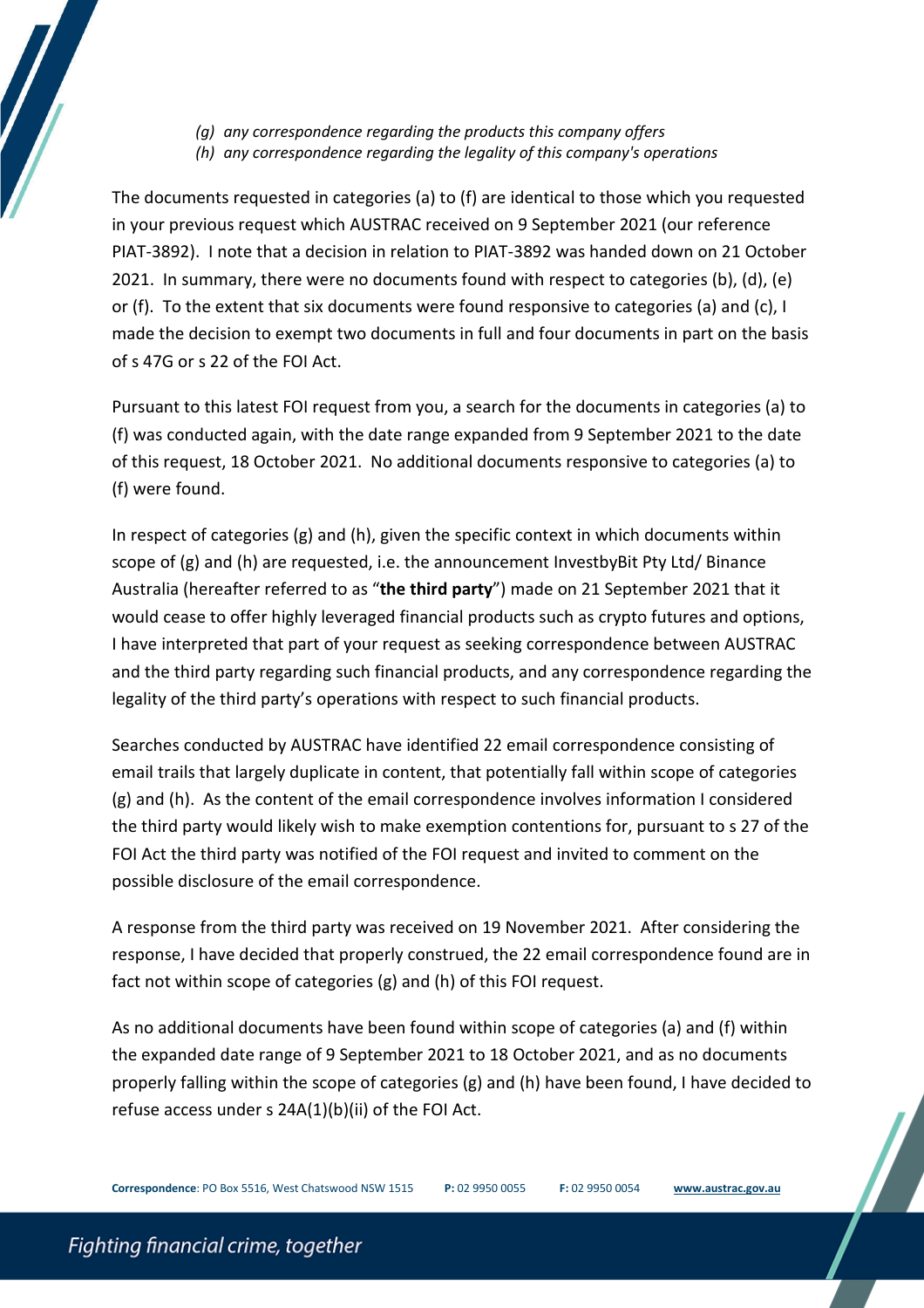*(g) any correspondence regarding the products this company offers*
*(h) any correspondence regarding the legality of this company's operations*

The documents requested in categories (a) to (f) are identical to those which you requested in your previous request which AUSTRAC received on 9 September 2021 (our reference PIAT-3892). I note that a decision in relation to PIAT-3892 was handed down on 21 October 2021. In summary, there were no documents found with respect to categories (b), (d), (e) or (f). To the extent that six documents were found responsive to categories (a) and (c), I made the decision to exempt two documents in full and four documents in part on the basis of s 47G or s 22 of the FOI Act.

Pursuant to this latest FOI request from you, a search for the documents in categories (a) to (f) was conducted again, with the date range expanded from 9 September 2021 to the date of this request, 18 October 2021. No additional documents responsive to categories (a) to (f) were found.

In respect of categories (g) and (h), given the specific context in which documents within scope of (g) and (h) are requested, i.e. the announcement InvestbyBit Pty Ltd/ Binance Australia (hereafter referred to as "**the third party**") made on 21 September 2021 that it would cease to offer highly leveraged financial products such as crypto futures and options, I have interpreted that part of your request as seeking correspondence between AUSTRAC and the third party regarding such financial products, and any correspondence regarding the legality of the third party's operations with respect to such financial products.

Searches conducted by AUSTRAC have identified 22 email correspondence consisting of email trails that largely duplicate in content, that potentially fall within scope of categories (g) and (h). As the content of the email correspondence involves information I considered the third party would likely wish to make exemption contentions for, pursuant to s 27 of the FOI Act the third party was notified of the FOI request and invited to comment on the possible disclosure of the email correspondence.

A response from the third party was received on 19 November 2021. After considering the response, I have decided that properly construed, the 22 email correspondence found are in fact not within scope of categories (g) and (h) of this FOI request.

As no additional documents have been found within scope of categories (a) and (f) within the expanded date range of 9 September 2021 to 18 October 2021, and as no documents properly falling within the scope of categories (g) and (h) have been found, I have decided to refuse access under s 24A(1)(b)(ii) of the FOI Act.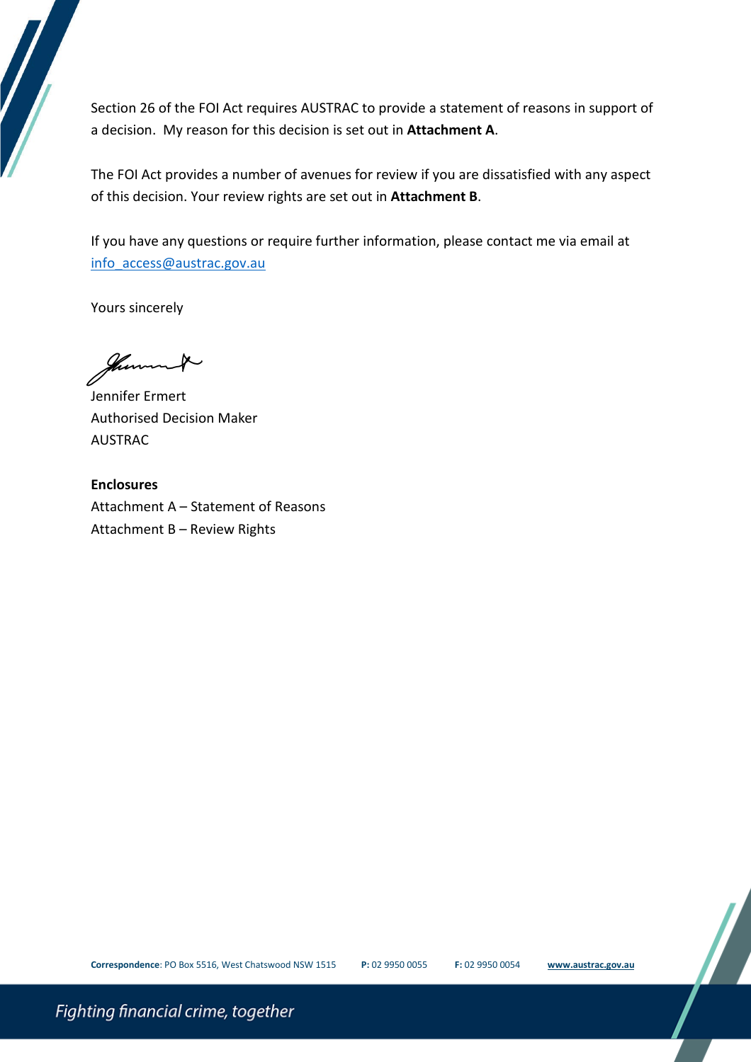Section 26 of the FOI Act requires AUSTRAC to provide a statement of reasons in support of a decision. My reason for this decision is set out in **Attachment A**.

The FOI Act provides a number of avenues for review if you are dissatisfied with any aspect of this decision. Your review rights are set out in **Attachment B**.

If you have any questions or require further information, please contact me via email at info_access@austrac.gov.au

Yours sincerely

Jennifer Ermert
Authorised Decision Maker
AUSTRAC

**Enclosures**
Attachment A – Statement of Reasons
Attachment B – Review Rights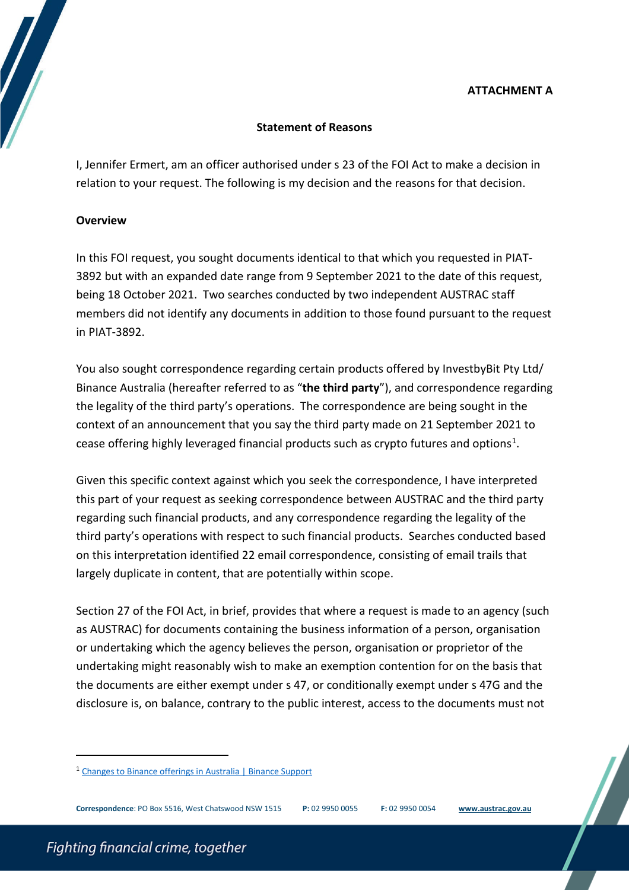**ATTACHMENT A**

**Statement of Reasons**

I, Jennifer Ermert, am an officer authorised under s 23 of the FOI Act to make a decision in relation to your request. The following is my decision and the reasons for that decision.

**Overview**

In this FOI request, you sought documents identical to that which you requested in PIAT-3892 but with an expanded date range from 9 September 2021 to the date of this request, being 18 October 2021. Two searches conducted by two independent AUSTRAC staff members did not identify any documents in addition to those found pursuant to the request in PIAT-3892.

You also sought correspondence regarding certain products offered by InvestbyBit Pty Ltd/ Binance Australia (hereafter referred to as "**the third party**"), and correspondence regarding the legality of the third party's operations. The correspondence are being sought in the context of an announcement that you say the third party made on 21 September 2021 to cease offering highly leveraged financial products such as crypto futures and options[1].

Given this specific context against which you seek the correspondence, I have interpreted this part of your request as seeking correspondence between AUSTRAC and the third party regarding such financial products, and any correspondence regarding the legality of the third party's operations with respect to such financial products. Searches conducted based on this interpretation identified 22 email correspondence, consisting of email trails that largely duplicate in content, that are potentially within scope.

Section 27 of the FOI Act, in brief, provides that where a request is made to an agency (such as AUSTRAC) for documents containing the business information of a person, organisation or undertaking which the agency believes the person, organisation or proprietor of the undertaking might reasonably wish to make an exemption contention for on the basis that the documents are either exempt under s 47, or conditionally exempt under s 47G and the disclosure is, on balance, contrary to the public interest, access to the documents must not

[1] Changes to Binance offerings in Australia | Binance Support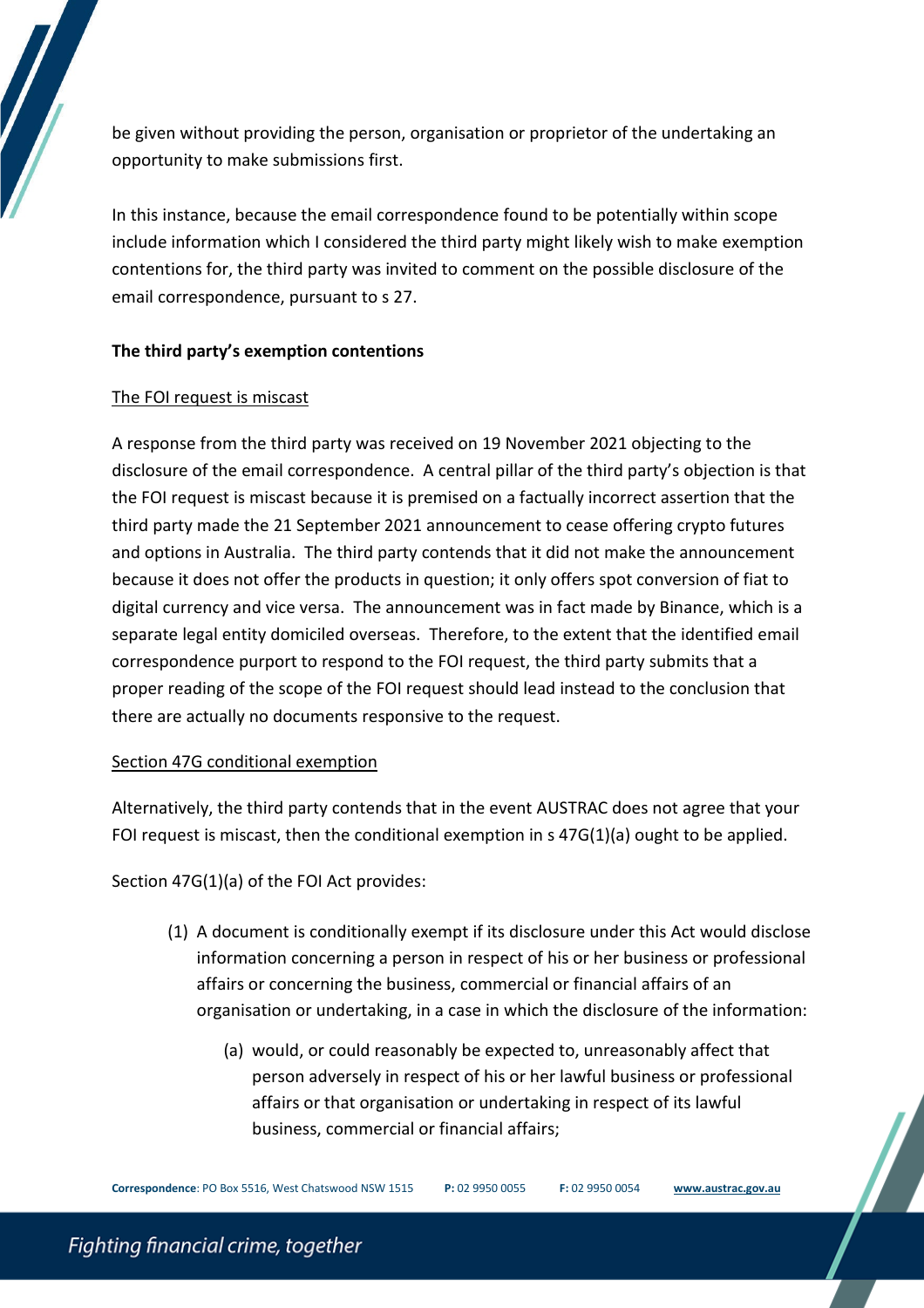be given without providing the person, organisation or proprietor of the undertaking an opportunity to make submissions first.

In this instance, because the email correspondence found to be potentially within scope include information which I considered the third party might likely wish to make exemption contentions for, the third party was invited to comment on the possible disclosure of the email correspondence, pursuant to s 27.

**The third party's exemption contentions**

The FOI request is miscast

A response from the third party was received on 19 November 2021 objecting to the disclosure of the email correspondence. A central pillar of the third party's objection is that the FOI request is miscast because it is premised on a factually incorrect assertion that the third party made the 21 September 2021 announcement to cease offering crypto futures and options in Australia. The third party contends that it did not make the announcement because it does not offer the products in question; it only offers spot conversion of fiat to digital currency and vice versa. The announcement was in fact made by Binance, which is a separate legal entity domiciled overseas. Therefore, to the extent that the identified email correspondence purport to respond to the FOI request, the third party submits that a proper reading of the scope of the FOI request should lead instead to the conclusion that there are actually no documents responsive to the request.

Section 47G conditional exemption

Alternatively, the third party contends that in the event AUSTRAC does not agree that your FOI request is miscast, then the conditional exemption in s 47G(1)(a) ought to be applied.

Section 47G(1)(a) of the FOI Act provides:

> (1) A document is conditionally exempt if its disclosure under this Act would disclose information concerning a person in respect of his or her business or professional affairs or concerning the business, commercial or financial affairs of an organisation or undertaking, in a case in which the disclosure of the information:
>
> > (a) would, or could reasonably be expected to, unreasonably affect that person adversely in respect of his or her lawful business or professional affairs or that organisation or undertaking in respect of its lawful business, commercial or financial affairs;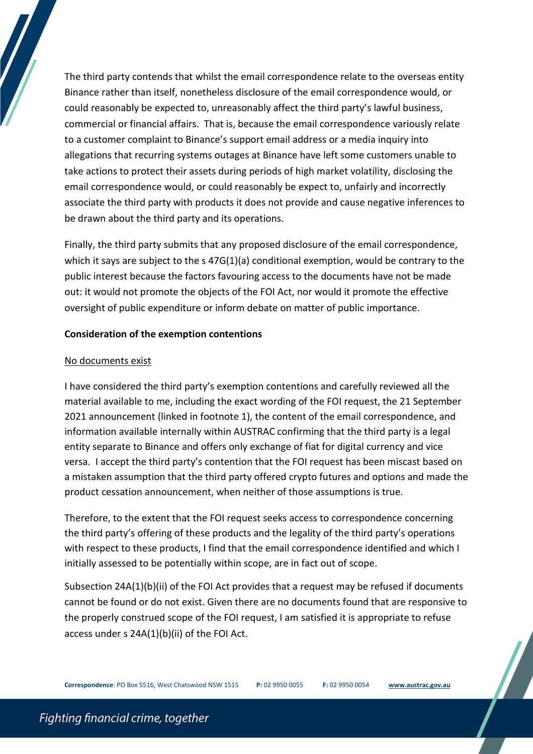The third party contends that whilst the email correspondence relate to the overseas entity Binance rather than itself, nonetheless disclosure of the email correspondence would, or could reasonably be expected to, unreasonably affect the third party's lawful business, commercial or financial affairs. That is, because the email correspondence variously relate to a customer complaint to Binance's support email address or a media inquiry into allegations that recurring systems outages at Binance have left some customers unable to take actions to protect their assets during periods of high market volatility, disclosing the email correspondence would, or could reasonably be expect to, unfairly and incorrectly associate the third party with products it does not provide and cause negative inferences to be drawn about the third party and its operations.

Finally, the third party submits that any proposed disclosure of the email correspondence, which it says are subject to the s 47G(1)(a) conditional exemption, would be contrary to the public interest because the factors favouring access to the documents have not be made out: it would not promote the objects of the FOI Act, nor would it promote the effective oversight of public expenditure or inform debate on matter of public importance.

**Consideration of the exemption contentions**

No documents exist

I have considered the third party's exemption contentions and carefully reviewed all the material available to me, including the exact wording of the FOI request, the 21 September 2021 announcement (linked in footnote 1), the content of the email correspondence, and information available internally within AUSTRAC confirming that the third party is a legal entity separate to Binance and offers only exchange of fiat for digital currency and vice versa. I accept the third party's contention that the FOI request has been miscast based on a mistaken assumption that the third party offered crypto futures and options and made the product cessation announcement, when neither of those assumptions is true.

Therefore, to the extent that the FOI request seeks access to correspondence concerning the third party's offering of these products and the legality of the third party's operations with respect to these products, I find that the email correspondence identified and which I initially assessed to be potentially within scope, are in fact out of scope.

Subsection 24A(1)(b)(ii) of the FOI Act provides that a request may be refused if documents cannot be found or do not exist. Given there are no documents found that are responsive to the properly construed scope of the FOI request, I am satisfied it is appropriate to refuse access under s 24A(1)(b)(ii) of the FOI Act.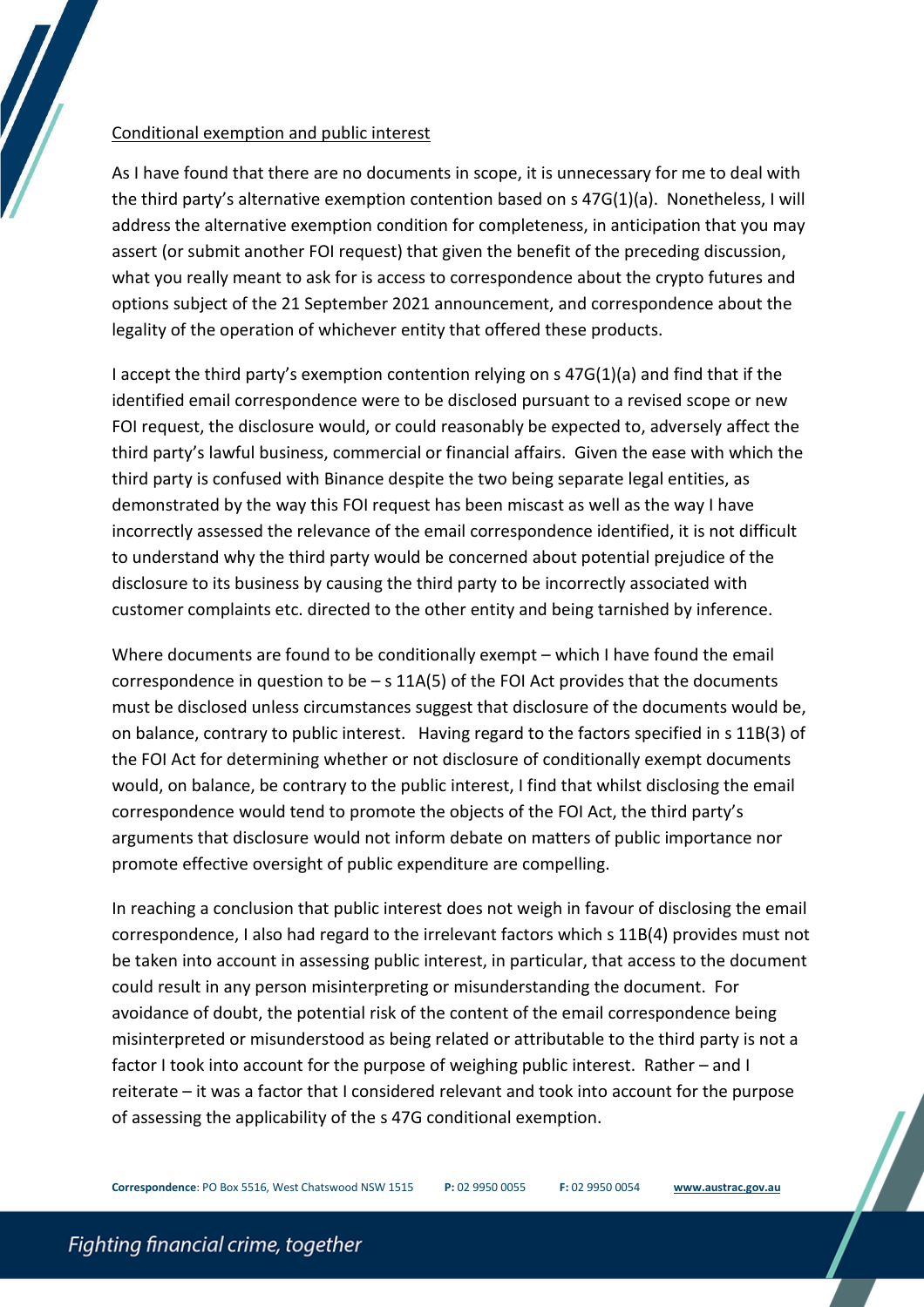Conditional exemption and public interest

As I have found that there are no documents in scope, it is unnecessary for me to deal with the third party's alternative exemption contention based on s 47G(1)(a). Nonetheless, I will address the alternative exemption condition for completeness, in anticipation that you may assert (or submit another FOI request) that given the benefit of the preceding discussion, what you really meant to ask for is access to correspondence about the crypto futures and options subject of the 21 September 2021 announcement, and correspondence about the legality of the operation of whichever entity that offered these products.

I accept the third party's exemption contention relying on s 47G(1)(a) and find that if the identified email correspondence were to be disclosed pursuant to a revised scope or new FOI request, the disclosure would, or could reasonably be expected to, adversely affect the third party's lawful business, commercial or financial affairs. Given the ease with which the third party is confused with Binance despite the two being separate legal entities, as demonstrated by the way this FOI request has been miscast as well as the way I have incorrectly assessed the relevance of the email correspondence identified, it is not difficult to understand why the third party would be concerned about potential prejudice of the disclosure to its business by causing the third party to be incorrectly associated with customer complaints etc. directed to the other entity and being tarnished by inference.

Where documents are found to be conditionally exempt – which I have found the email correspondence in question to be – s 11A(5) of the FOI Act provides that the documents must be disclosed unless circumstances suggest that disclosure of the documents would be, on balance, contrary to public interest. Having regard to the factors specified in s 11B(3) of the FOI Act for determining whether or not disclosure of conditionally exempt documents would, on balance, be contrary to the public interest, I find that whilst disclosing the email correspondence would tend to promote the objects of the FOI Act, the third party's arguments that disclosure would not inform debate on matters of public importance nor promote effective oversight of public expenditure are compelling.

In reaching a conclusion that public interest does not weigh in favour of disclosing the email correspondence, I also had regard to the irrelevant factors which s 11B(4) provides must not be taken into account in assessing public interest, in particular, that access to the document could result in any person misinterpreting or misunderstanding the document. For avoidance of doubt, the potential risk of the content of the email correspondence being misinterpreted or misunderstood as being related or attributable to the third party is not a factor I took into account for the purpose of weighing public interest. Rather – and I reiterate – it was a factor that I considered relevant and took into account for the purpose of assessing the applicability of the s 47G conditional exemption.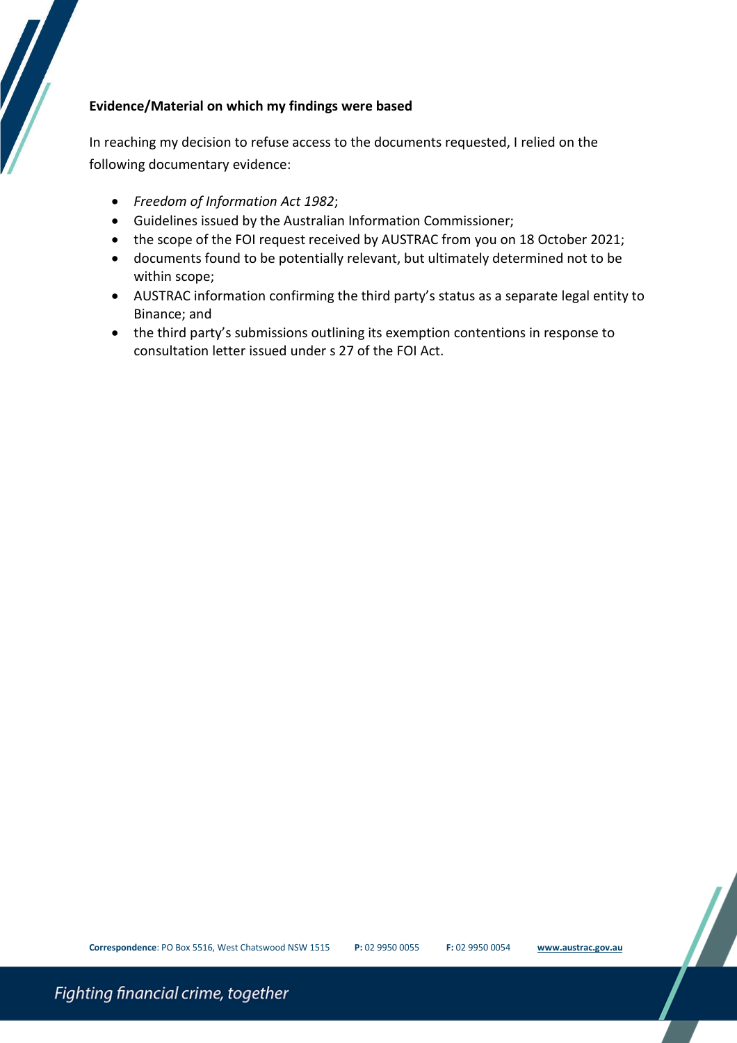**Evidence/Material on which my findings were based**

In reaching my decision to refuse access to the documents requested, I relied on the following documentary evidence:

- *Freedom of Information Act 1982*;
- Guidelines issued by the Australian Information Commissioner;
- the scope of the FOI request received by AUSTRAC from you on 18 October 2021;
- documents found to be potentially relevant, but ultimately determined not to be within scope;
- AUSTRAC information confirming the third party's status as a separate legal entity to Binance; and
- the third party's submissions outlining its exemption contentions in response to consultation letter issued under s 27 of the FOI Act.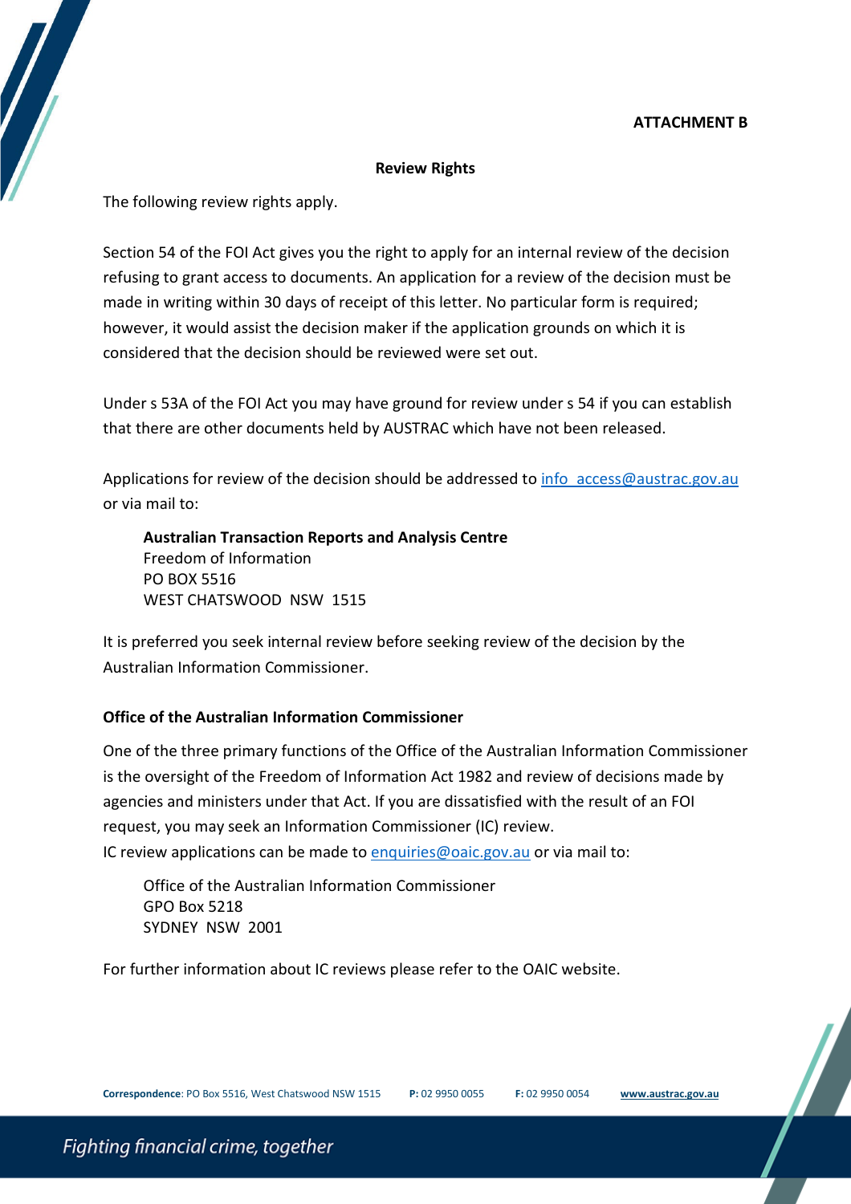**ATTACHMENT B**

**Review Rights**

The following review rights apply.

Section 54 of the FOI Act gives you the right to apply for an internal review of the decision refusing to grant access to documents. An application for a review of the decision must be made in writing within 30 days of receipt of this letter. No particular form is required; however, it would assist the decision maker if the application grounds on which it is considered that the decision should be reviewed were set out.

Under s 53A of the FOI Act you may have ground for review under s 54 if you can establish that there are other documents held by AUSTRAC which have not been released.

Applications for review of the decision should be addressed to info_access@austrac.gov.au or via mail to:

> **Australian Transaction Reports and Analysis Centre**
> Freedom of Information
> PO BOX 5516
> WEST CHATSWOOD NSW 1515

It is preferred you seek internal review before seeking review of the decision by the Australian Information Commissioner.

**Office of the Australian Information Commissioner**

One of the three primary functions of the Office of the Australian Information Commissioner is the oversight of the Freedom of Information Act 1982 and review of decisions made by agencies and ministers under that Act. If you are dissatisfied with the result of an FOI request, you may seek an Information Commissioner (IC) review.
IC review applications can be made to enquiries@oaic.gov.au or via mail to:

> Office of the Australian Information Commissioner
> GPO Box 5218
> SYDNEY NSW 2001

For further information about IC reviews please refer to the OAIC website.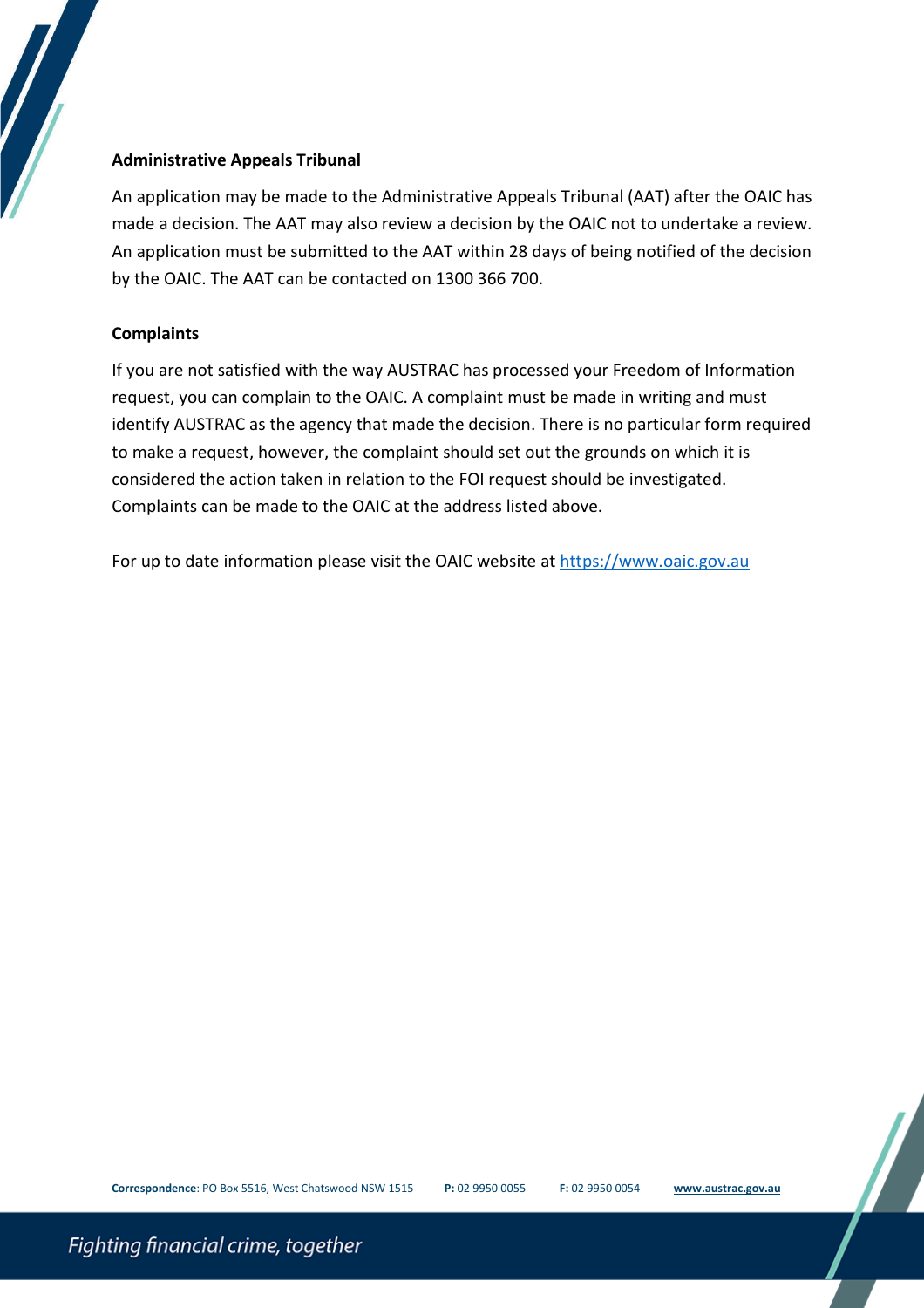**Administrative Appeals Tribunal**

An application may be made to the Administrative Appeals Tribunal (AAT) after the OAIC has made a decision. The AAT may also review a decision by the OAIC not to undertake a review. An application must be submitted to the AAT within 28 days of being notified of the decision by the OAIC. The AAT can be contacted on 1300 366 700.

**Complaints**

If you are not satisfied with the way AUSTRAC has processed your Freedom of Information request, you can complain to the OAIC. A complaint must be made in writing and must identify AUSTRAC as the agency that made the decision. There is no particular form required to make a request, however, the complaint should set out the grounds on which it is considered the action taken in relation to the FOI request should be investigated. Complaints can be made to the OAIC at the address listed above.

For up to date information please visit the OAIC website at https://www.oaic.gov.au